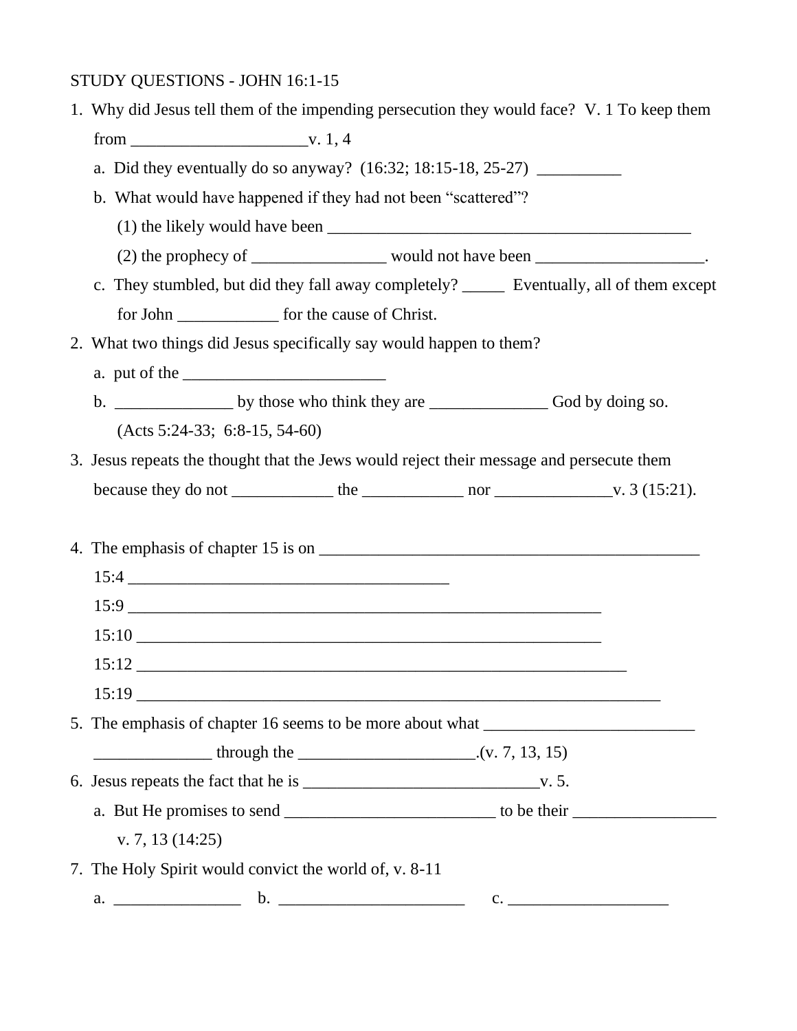STUDY QUESTIONS - JOHN 16:1-15

1. Why did Jesus tell them of the impending persecution they would face? V. 1 To keep them from _____________________v. 1, 4
   a. Did they eventually do so anyway? (16:32; 18:15-18, 25-27) __________
   b. What would have happened if they had not been "scattered"?
      (1) the likely would have been _____________________________________________
      (2) the prophecy of ________________ would not have been ____________________.
   c. They stumbled, but did they fall away completely? _____ Eventually, all of them except for John ____________ for the cause of Christ.
2. What two things did Jesus specifically say would happen to them?
   a. put of the ________________________
   b. ______________ by those who think they are ______________ God by doing so. (Acts 5:24-33; 6:8-15, 54-60)
3. Jesus repeats the thought that the Jews would reject their message and persecute them because they do not ____________ the ____________ nor ______________v. 3 (15:21).

4. The emphasis of chapter 15 is on _______________________________________________
   15:4 ______________________________________
   15:9 ________________________________________________________
   15:10 _______________________________________________________
   15:12 __________________________________________________________
   15:19 ______________________________________________________________
5. The emphasis of chapter 16 seems to be more about what _________________________ ______________ through the _____________________.(v. 7, 13, 15)
6. Jesus repeats the fact that he is ____________________________v. 5.
   a. But He promises to send _________________________ to be their _________________ v. 7, 13 (14:25)
7. The Holy Spirit would convict the world of, v. 8-11
   a. _______________ b. ______________________ c. ___________________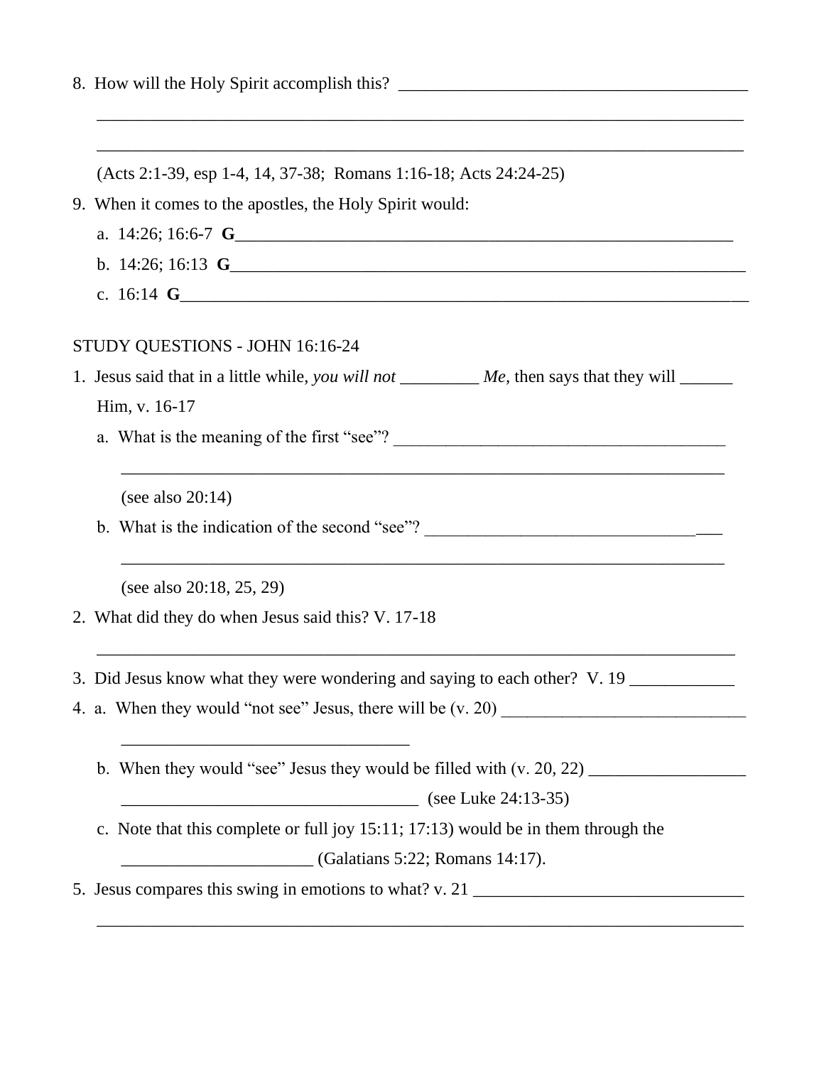8. How will the Holy Spirit accomplish this? ________________________________________

   ___________________________________________________________________________

   ___________________________________________________________________________

   (Acts 2:1-39, esp 1-4, 14, 37-38; Romans 1:16-18; Acts 24:24-25)

9. When it comes to the apostles, the Holy Spirit would:

   a. 14:26; 16:6-7 **G**________________________________________________________

   b. 14:26; 16:13 **G**________________________________________________________

   c. 16:14 **G**____________________________________________________________

STUDY QUESTIONS - JOHN 16:16-24

1. Jesus said that in a little while, *you will not* _________ *Me,* then says that they will ______ Him, v. 16-17

   a. What is the meaning of the first "see"? ______________________________________

      _______________________________________________________________________

      (see also 20:14)

   b. What is the indication of the second "see"? ___________________________________

      _______________________________________________________________________

      (see also 20:18, 25, 29)

2. What did they do when Jesus said this? V. 17-18

   ___________________________________________________________________________

3. Did Jesus know what they were wondering and saying to each other? V. 19 ____________

4. a. When they would "not see" Jesus, there will be (v. 20) _____________________________

      _________________________________

   b. When they would "see" Jesus they would be filled with (v. 20, 22) __________________

      __________________________________ (see Luke 24:13-35)

   c. Note that this complete or full joy 15:11; 17:13) would be in them through the

      ______________________ (Galatians 5:22; Romans 14:17).

5. Jesus compares this swing in emotions to what? v. 21 ________________________________

   ___________________________________________________________________________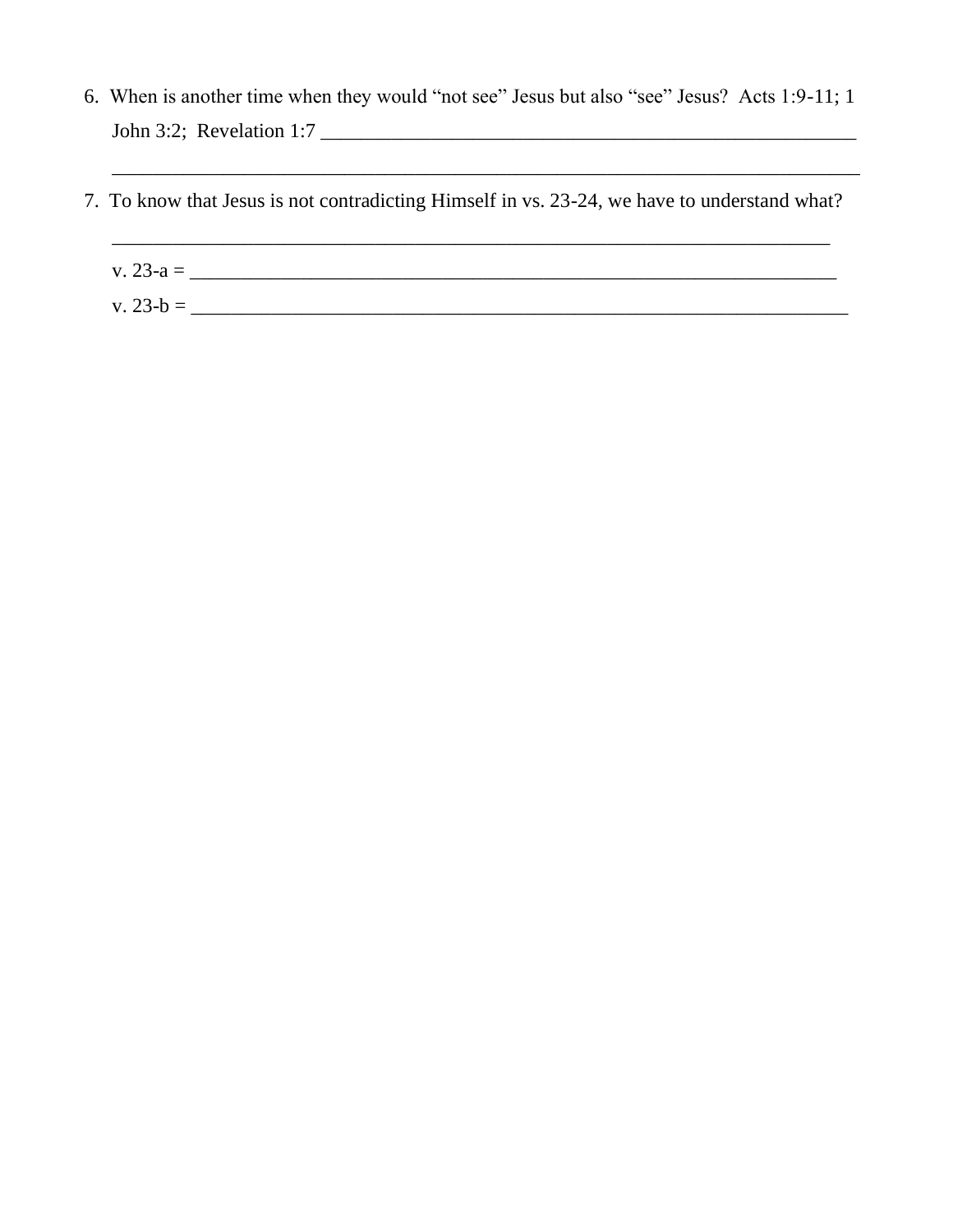6. When is another time when they would "not see" Jesus but also "see" Jesus? Acts 1:9-11; 1 John 3:2; Revelation 1:7 ________________________________________________________

    ______________________________________________________________________________

7. To know that Jesus is not contradicting Himself in vs. 23-24, we have to understand what?

    ___________________________________________________________________________

    v. 23-a = ____________________________________________________________________

    v. 23-b = ____________________________________________________________________